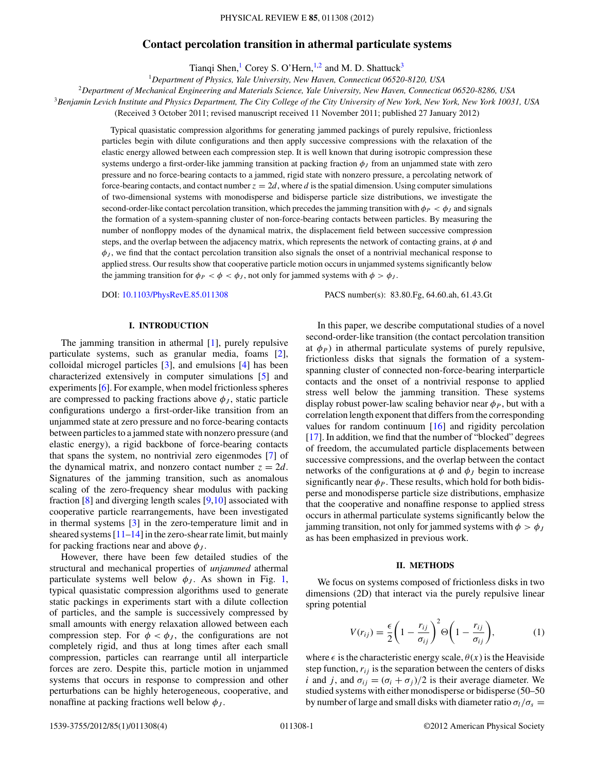# Contact percolation transition in athermal particulate systems

Tianqi Shen,[1] Corey S. O'Hern,[1,2] and M. D. Shattuck[3]

[1]*Department of Physics, Yale University, New Haven, Connecticut 06520-8120, USA*

[2]*Department of Mechanical Engineering and Materials Science, Yale University, New Haven, Connecticut 06520-8286, USA*

[3]*Benjamin Levich Institute and Physics Department, The City College of the City University of New York, New York, New York 10031, USA*

(Received 3 October 2011; revised manuscript received 11 November 2011; published 27 January 2012)

Typical quasistatic compression algorithms for generating jammed packings of purely repulsive, frictionless particles begin with dilute configurations and then apply successive compressions with the relaxation of the elastic energy allowed between each compression step. It is well known that during isotropic compression these systems undergo a first-order-like jamming transition at packing fraction $\phi_J$ from an unjammed state with zero pressure and no force-bearing contacts to a jammed, rigid state with nonzero pressure, a percolating network of force-bearing contacts, and contact number $z = 2d$, where $d$ is the spatial dimension. Using computer simulations of two-dimensional systems with monodisperse and bidisperse particle size distributions, we investigate the second-order-like contact percolation transition, which precedes the jamming transition with $\phi_P < \phi_J$ and signals the formation of a system-spanning cluster of non-force-bearing contacts between particles. By measuring the number of nonfloppy modes of the dynamical matrix, the displacement field between successive compression steps, and the overlap between the adjacency matrix, which represents the network of contacting grains, at $\phi$ and $\phi_J$, we find that the contact percolation transition also signals the onset of a nontrivial mechanical response to applied stress. Our results show that cooperative particle motion occurs in unjammed systems significantly below the jamming transition for $\phi_P < \phi < \phi_J$, not only for jammed systems with $\phi > \phi_J$.

DOI: 10.1103/PhysRevE.85.011308 PACS number(s): 83.80.Fg, 64.60.ah, 61.43.Gt

## I. INTRODUCTION

The jamming transition in athermal [1], purely repulsive particulate systems, such as granular media, foams [2], colloidal microgel particles [3], and emulsions [4] has been characterized extensively in computer simulations [5] and experiments [6]. For example, when model frictionless spheres are compressed to packing fractions above $\phi_J$, static particle configurations undergo a first-order-like transition from an unjammed state at zero pressure and no force-bearing contacts between particles to a jammed state with nonzero pressure (and elastic energy), a rigid backbone of force-bearing contacts that spans the system, no nontrivial zero eigenmodes [7] of the dynamical matrix, and nonzero contact number $z = 2d$. Signatures of the jamming transition, such as anomalous scaling of the zero-frequency shear modulus with packing fraction [8] and diverging length scales [9,10] associated with cooperative particle rearrangements, have been investigated in thermal systems [3] in the zero-temperature limit and in sheared systems [11–14] in the zero-shear rate limit, but mainly for packing fractions near and above $\phi_J$.

However, there have been few detailed studies of the structural and mechanical properties of *unjammed* athermal particulate systems well below $\phi_J$. As shown in Fig. 1, typical quasistatic compression algorithms used to generate static packings in experiments start with a dilute collection of particles, and the sample is successively compressed by small amounts with energy relaxation allowed between each compression step. For $\phi < \phi_J$, the configurations are not completely rigid, and thus at long times after each small compression, particles can rearrange until all interparticle forces are zero. Despite this, particle motion in unjammed systems that occurs in response to compression and other perturbations can be highly heterogeneous, cooperative, and nonaffine at packing fractions well below $\phi_J$.

In this paper, we describe computational studies of a novel second-order-like transition (the contact percolation transition at $\phi_P$) in athermal particulate systems of purely repulsive, frictionless disks that signals the formation of a system-spanning cluster of connected non-force-bearing interparticle contacts and the onset of a nontrivial response to applied stress well below the jamming transition. These systems display robust power-law scaling behavior near $\phi_P$, but with a correlation length exponent that differs from the corresponding values for random continuum [16] and rigidity percolation [17]. In addition, we find that the number of "blocked" degrees of freedom, the accumulated particle displacements between successive compressions, and the overlap between the contact networks of the configurations at $\phi$ and $\phi_J$ begin to increase significantly near $\phi_P$. These results, which hold for both bidisperse and monodisperse particle size distributions, emphasize that the cooperative and nonaffine response to applied stress occurs in athermal particulate systems significantly below the jamming transition, not only for jammed systems with $\phi > \phi_J$ as has been emphasized in previous work.

## II. METHODS

We focus on systems composed of frictionless disks in two dimensions (2D) that interact via the purely repulsive linear spring potential

$$V(r_{ij}) = \frac{\epsilon}{2}\left(1 - \frac{r_{ij}}{\sigma_{ij}}\right)^2 \Theta\left(1 - \frac{r_{ij}}{\sigma_{ij}}\right), \tag{1}$$

where $\epsilon$ is the characteristic energy scale, $\theta(x)$ is the Heaviside step function, $r_{ij}$ is the separation between the centers of disks $i$ and $j$, and $\sigma_{ij} = (\sigma_i + \sigma_j)/2$ is their average diameter. We studied systems with either monodisperse or bidisperse (50–50 by number of large and small disks with diameter ratio $\sigma_l/\sigma_s =$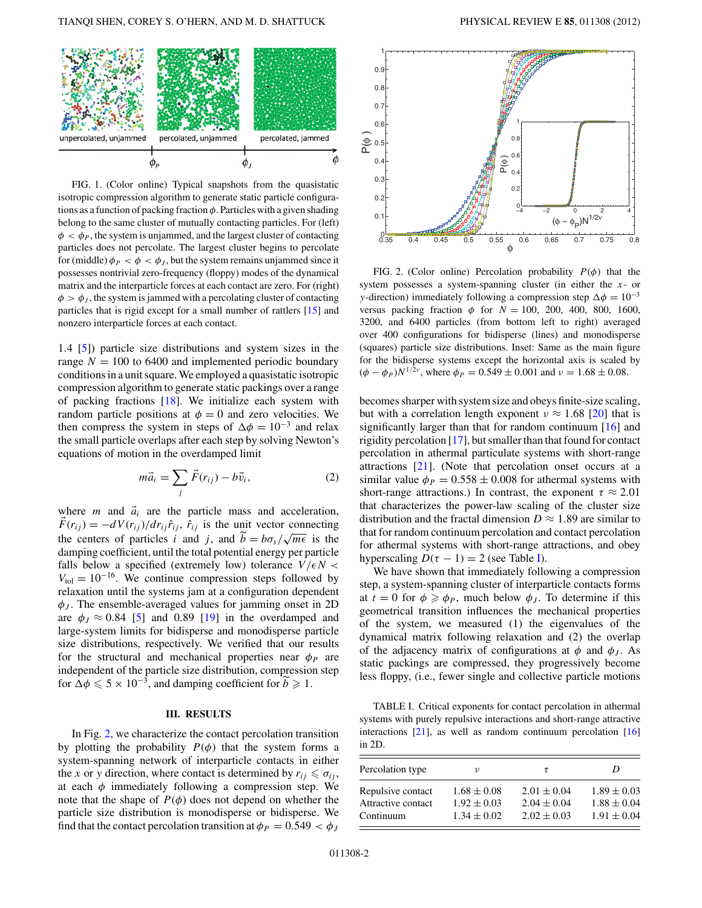FIG. 1. (Color online) Typical snapshots from the quasistatic isotropic compression algorithm to generate static particle configurations as a function of packing fraction $\phi$. Particles with a given shading belong to the same cluster of mutually contacting particles. For (left) $\phi < \phi_P$, the system is unjammed, and the largest cluster of contacting particles does not percolate. The largest cluster begins to percolate for (middle) $\phi_P < \phi < \phi_J$, but the system remains unjammed since it possesses nontrivial zero-frequency (floppy) modes of the dynamical matrix and the interparticle forces at each contact are zero. For (right) $\phi > \phi_J$, the system is jammed with a percolating cluster of contacting particles that is rigid except for a small number of rattlers [15] and nonzero interparticle forces at each contact.

1.4 [5]) particle size distributions and system sizes in the range $N = 100$ to 6400 and implemented periodic boundary conditions in a unit square. We employed a quasistatic isotropic compression algorithm to generate static packings over a range of packing fractions [18]. We initialize each system with random particle positions at $\phi = 0$ and zero velocities. We then compress the system in steps of $\Delta\phi = 10^{-3}$ and relax the small particle overlaps after each step by solving Newton's equations of motion in the overdamped limit

$$m\vec{a}_i = \sum_j \vec{F}(r_{ij}) - b\vec{v}_i, \tag{2}$$

where $m$ and $\vec{a}_i$ are the particle mass and acceleration, $\vec{F}(r_{ij}) = -dV(r_{ij})/dr_{ij}\hat{r}_{ij}$, $\hat{r}_{ij}$ is the unit vector connecting the centers of particles $i$ and $j$, and $\tilde{b} = b\sigma_s/\sqrt{m\epsilon}$ is the damping coefficient, until the total potential energy per particle falls below a specified (extremely low) tolerance $V/\epsilon N < V_{\rm tol} = 10^{-16}$. We continue compression steps followed by relaxation until the systems jam at a configuration dependent $\phi_J$. The ensemble-averaged values for jamming onset in 2D are $\phi_J \approx 0.84$ [5] and 0.89 [19] in the overdamped and large-system limits for bidisperse and monodisperse particle size distributions, respectively. We verified that our results for the structural and mechanical properties near $\phi_P$ are independent of the particle size distribution, compression step for $\Delta\phi \leqslant 5 \times 10^{-3}$, and damping coefficient for $\tilde{b} \geqslant 1$.

## III. RESULTS

In Fig. 2, we characterize the contact percolation transition by plotting the probability $P(\phi)$ that the system forms a system-spanning network of interparticle contacts in either the $x$ or $y$ direction, where contact is determined by $r_{ij} \leqslant \sigma_{ij}$, at each $\phi$ immediately following a compression step. We note that the shape of $P(\phi)$ does not depend on whether the particle size distribution is monodisperse or bidisperse. We find that the contact percolation transition at $\phi_P = 0.549 < \phi_J$

FIG. 2. (Color online) Percolation probability $P(\phi)$ that the system possesses a system-spanning cluster (in either the $x$- or $y$-direction) immediately following a compression step $\Delta\phi = 10^{-3}$ versus packing fraction $\phi$ for $N = 100$, 200, 400, 800, 1600, 3200, and 6400 particles (from bottom left to right) averaged over 400 configurations for bidisperse (lines) and monodisperse (squares) particle size distributions. Inset: Same as the main figure for the bidisperse systems except the horizontal axis is scaled by $(\phi - \phi_P)N^{1/2\nu}$, where $\phi_P = 0.549 \pm 0.001$ and $\nu = 1.68 \pm 0.08$.

becomes sharper with system size and obeys finite-size scaling, but with a correlation length exponent $\nu \approx 1.68$ [20] that is significantly larger than that for random continuum [16] and rigidity percolation [17], but smaller than that found for contact percolation in athermal particulate systems with short-range attractions [21]. (Note that percolation onset occurs at a similar value $\phi_P = 0.558 \pm 0.008$ for athermal systems with short-range attractions.) In contrast, the exponent $\tau \approx 2.01$ that characterizes the power-law scaling of the cluster size distribution and the fractal dimension $D \approx 1.89$ are similar to that for random continuum percolation and contact percolation for athermal systems with short-range attractions, and obey hyperscaling $D(\tau - 1) = 2$ (see Table I).

We have shown that immediately following a compression step, a system-spanning cluster of interparticle contacts forms at $t = 0$ for $\phi \geqslant \phi_P$, much below $\phi_J$. To determine if this geometrical transition influences the mechanical properties of the system, we measured (1) the eigenvalues of the dynamical matrix following relaxation and (2) the overlap of the adjacency matrix of configurations at $\phi$ and $\phi_J$. As static packings are compressed, they progressively become less floppy, (i.e., fewer single and collective particle motions

TABLE I. Critical exponents for contact percolation in athermal systems with purely repulsive interactions and short-range attractive interactions [21], as well as random continuum percolation [16] in 2D.

| Percolation type | $\nu$ | $\tau$ | $D$ |
|---|---|---|---|
| Repulsive contact | $1.68 \pm 0.08$ | $2.01 \pm 0.04$ | $1.89 \pm 0.03$ |
| Attractive contact | $1.92 \pm 0.03$ | $2.04 \pm 0.04$ | $1.88 \pm 0.04$ |
| Continuum | $1.34 \pm 0.02$ | $2.02 \pm 0.03$ | $1.91 \pm 0.04$ |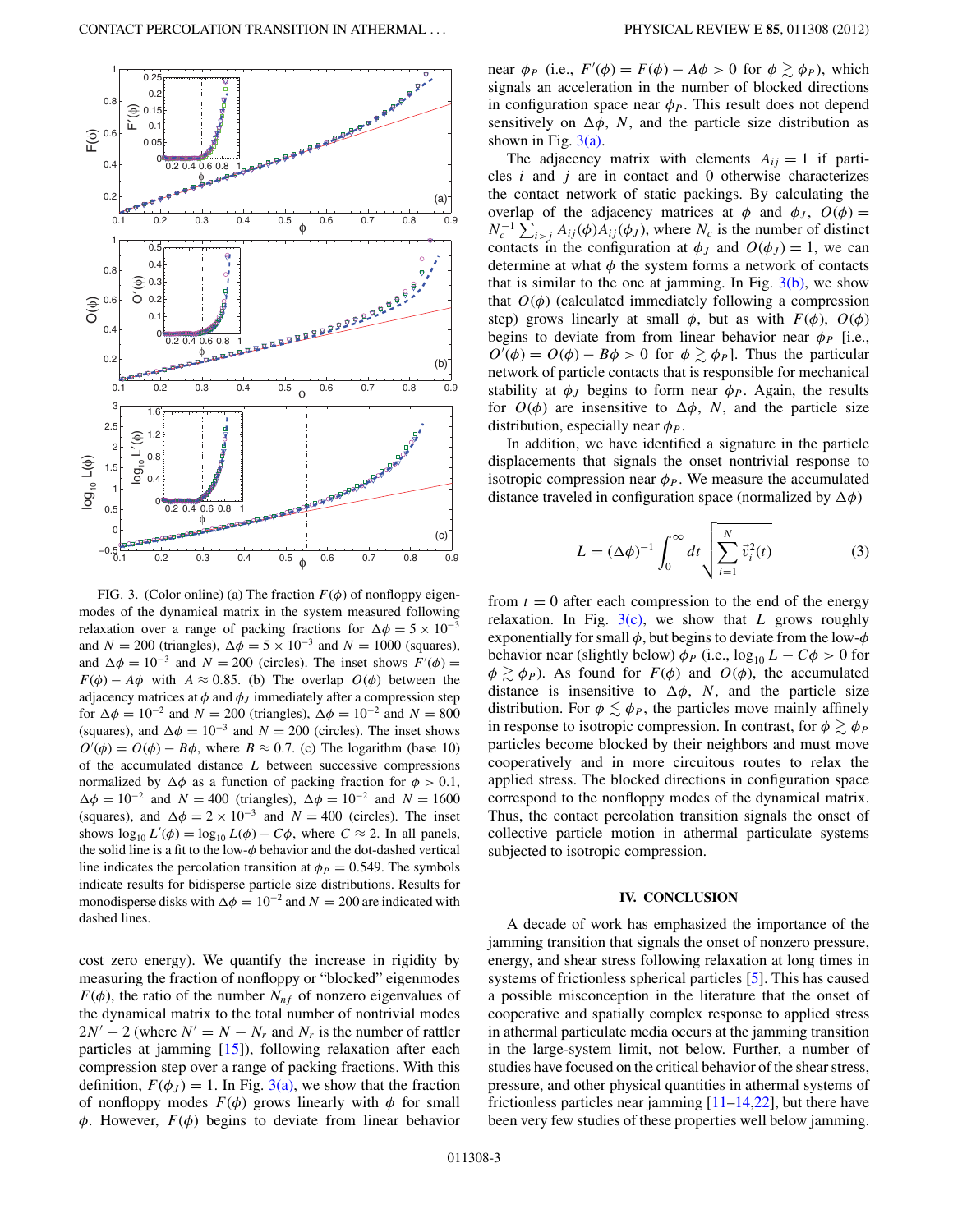FIG. 3. (Color online) (a) The fraction $F(\phi)$ of nonfloppy eigenmodes of the dynamical matrix in the system measured following relaxation over a range of packing fractions for $\Delta\phi = 5 \times 10^{-3}$ and $N = 200$ (triangles), $\Delta\phi = 5 \times 10^{-3}$ and $N = 1000$ (squares), and $\Delta\phi = 10^{-3}$ and $N = 200$ (circles). The inset shows $F'(\phi) = F(\phi) - A\phi$ with $A \approx 0.85$. (b) The overlap $O(\phi)$ between the adjacency matrices at $\phi$ and $\phi_J$ immediately after a compression step for $\Delta\phi = 10^{-2}$ and $N = 200$ (triangles), $\Delta\phi = 10^{-2}$ and $N = 800$ (squares), and $\Delta\phi = 10^{-3}$ and $N = 200$ (circles). The inset shows $O'(\phi) = O(\phi) - B\phi$, where $B \approx 0.7$. (c) The logarithm (base 10) of the accumulated distance $L$ between successive compressions normalized by $\Delta\phi$ as a function of packing fraction for $\phi > 0.1$, $\Delta\phi = 10^{-2}$ and $N = 400$ (triangles), $\Delta\phi = 10^{-2}$ and $N = 1600$ (squares), and $\Delta\phi = 2 \times 10^{-3}$ and $N = 400$ (circles). The inset shows $\log_{10} L'(\phi) = \log_{10} L(\phi) - C\phi$, where $C \approx 2$. In all panels, the solid line is a fit to the low-$\phi$ behavior and the dot-dashed vertical line indicates the percolation transition at $\phi_P = 0.549$. The symbols indicate results for bidisperse particle size distributions. Results for monodisperse disks with $\Delta\phi = 10^{-2}$ and $N = 200$ are indicated with dashed lines.

cost zero energy). We quantify the increase in rigidity by measuring the fraction of nonfloppy or "blocked" eigenmodes $F(\phi)$, the ratio of the number $N_{nf}$ of nonzero eigenvalues of the dynamical matrix to the total number of nontrivial modes $2N' - 2$ (where $N' = N - N_r$ and $N_r$ is the number of rattler particles at jamming [15]), following relaxation after each compression step over a range of packing fractions. With this definition, $F(\phi_J) = 1$. In Fig. 3(a), we show that the fraction of nonfloppy modes $F(\phi)$ grows linearly with $\phi$ for small $\phi$. However, $F(\phi)$ begins to deviate from linear behavior near $\phi_P$ (i.e., $F'(\phi) = F(\phi) - A\phi > 0$ for $\phi \gtrsim \phi_P$), which signals an acceleration in the number of blocked directions in configuration space near $\phi_P$. This result does not depend sensitively on $\Delta\phi$, $N$, and the particle size distribution as shown in Fig. 3(a).

The adjacency matrix with elements $A_{ij} = 1$ if particles $i$ and $j$ are in contact and 0 otherwise characterizes the contact network of static packings. By calculating the overlap of the adjacency matrices at $\phi$ and $\phi_J$, $O(\phi) = N_c^{-1} \sum_{i>j} A_{ij}(\phi) A_{ij}(\phi_J)$, where $N_c$ is the number of distinct contacts in the configuration at $\phi_J$ and $O(\phi_J) = 1$, we can determine at what $\phi$ the system forms a network of contacts that is similar to the one at jamming. In Fig. 3(b), we show that $O(\phi)$ (calculated immediately following a compression step) grows linearly at small $\phi$, but as with $F(\phi)$, $O(\phi)$ begins to deviate from from linear behavior near $\phi_P$ [i.e., $O'(\phi) = O(\phi) - B\phi > 0$ for $\phi \gtrsim \phi_P$]. Thus the particular network of particle contacts that is responsible for mechanical stability at $\phi_J$ begins to form near $\phi_P$. Again, the results for $O(\phi)$ are insensitive to $\Delta\phi$, $N$, and the particle size distribution, especially near $\phi_P$.

In addition, we have identified a signature in the particle displacements that signals the onset nontrivial response to isotropic compression near $\phi_P$. We measure the accumulated distance traveled in configuration space (normalized by $\Delta\phi$)

$$L = (\Delta\phi)^{-1} \int_0^\infty dt \sqrt{\sum_{i=1}^{N} \vec{v}_i^2(t)} \tag{3}$$

from $t = 0$ after each compression to the end of the energy relaxation. In Fig. 3(c), we show that $L$ grows roughly exponentially for small $\phi$, but begins to deviate from the low-$\phi$ behavior near (slightly below) $\phi_P$ (i.e., $\log_{10} L - C\phi > 0$ for $\phi \gtrsim \phi_P$). As found for $F(\phi)$ and $O(\phi)$, the accumulated distance is insensitive to $\Delta\phi$, $N$, and the particle size distribution. For $\phi \lesssim \phi_P$, the particles move mainly affinely in response to isotropic compression. In contrast, for $\phi \gtrsim \phi_P$ particles become blocked by their neighbors and must move cooperatively and in more circuitous routes to relax the applied stress. The blocked directions in configuration space correspond to the nonfloppy modes of the dynamical matrix. Thus, the contact percolation transition signals the onset of collective particle motion in athermal particulate systems subjected to isotropic compression.

## IV. CONCLUSION

A decade of work has emphasized the importance of the jamming transition that signals the onset of nonzero pressure, energy, and shear stress following relaxation at long times in systems of frictionless spherical particles [5]. This has caused a possible misconception in the literature that the onset of cooperative and spatially complex response to applied stress in athermal particulate media occurs at the jamming transition in the large-system limit, not below. Further, a number of studies have focused on the critical behavior of the shear stress, pressure, and other physical quantities in athermal systems of frictionless particles near jamming [11–14,22], but there have been very few studies of these properties well below jamming.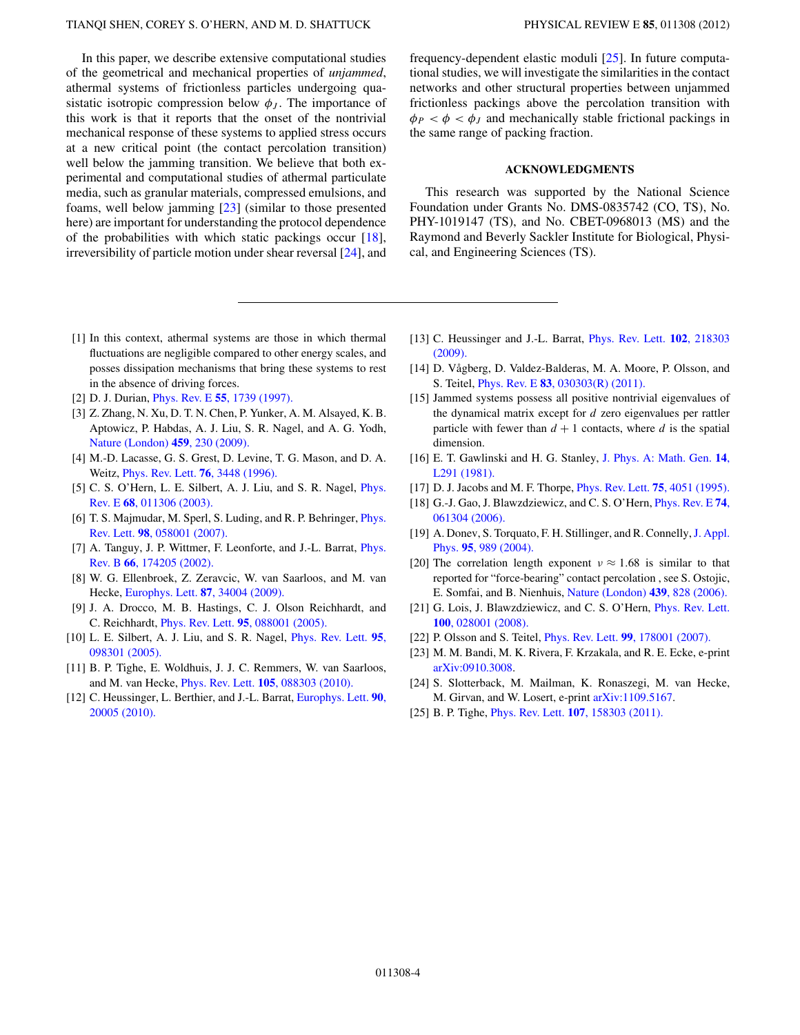In this paper, we describe extensive computational studies of the geometrical and mechanical properties of *unjammed*, athermal systems of frictionless particles undergoing quasistatic isotropic compression below $\phi_J$. The importance of this work is that it reports that the onset of the nontrivial mechanical response of these systems to applied stress occurs at a new critical point (the contact percolation transition) well below the jamming transition. We believe that both experimental and computational studies of athermal particulate media, such as granular materials, compressed emulsions, and foams, well below jamming [23] (similar to those presented here) are important for understanding the protocol dependence of the probabilities with which static packings occur [18], irreversibility of particle motion under shear reversal [24], and frequency-dependent elastic moduli [25]. In future computational studies, we will investigate the similarities in the contact networks and other structural properties between unjammed frictionless packings above the percolation transition with $\phi_P < \phi < \phi_J$ and mechanically stable frictional packings in the same range of packing fraction.

## ACKNOWLEDGMENTS

This research was supported by the National Science Foundation under Grants No. DMS-0835742 (CO, TS), No. PHY-1019147 (TS), and No. CBET-0968013 (MS) and the Raymond and Beverly Sackler Institute for Biological, Physical, and Engineering Sciences (TS).

---

[1] In this context, athermal systems are those in which thermal fluctuations are negligible compared to other energy scales, and posses dissipation mechanisms that bring these systems to rest in the absence of driving forces.

[2] D. J. Durian, Phys. Rev. E **55**, 1739 (1997).

[3] Z. Zhang, N. Xu, D. T. N. Chen, P. Yunker, A. M. Alsayed, K. B. Aptowicz, P. Habdas, A. J. Liu, S. R. Nagel, and A. G. Yodh, Nature (London) **459**, 230 (2009).

[4] M.-D. Lacasse, G. S. Grest, D. Levine, T. G. Mason, and D. A. Weitz, Phys. Rev. Lett. **76**, 3448 (1996).

[5] C. S. O'Hern, L. E. Silbert, A. J. Liu, and S. R. Nagel, Phys. Rev. E **68**, 011306 (2003).

[6] T. S. Majmudar, M. Sperl, S. Luding, and R. P. Behringer, Phys. Rev. Lett. **98**, 058001 (2007).

[7] A. Tanguy, J. P. Wittmer, F. Leonforte, and J.-L. Barrat, Phys. Rev. B **66**, 174205 (2002).

[8] W. G. Ellenbroek, Z. Zeravcic, W. van Saarloos, and M. van Hecke, Europhys. Lett. **87**, 34004 (2009).

[9] J. A. Drocco, M. B. Hastings, C. J. Olson Reichhardt, and C. Reichhardt, Phys. Rev. Lett. **95**, 088001 (2005).

[10] L. E. Silbert, A. J. Liu, and S. R. Nagel, Phys. Rev. Lett. **95**, 098301 (2005).

[11] B. P. Tighe, E. Woldhuis, J. J. C. Remmers, W. van Saarloos, and M. van Hecke, Phys. Rev. Lett. **105**, 088303 (2010).

[12] C. Heussinger, L. Berthier, and J.-L. Barrat, Europhys. Lett. **90**, 20005 (2010).

[13] C. Heussinger and J.-L. Barrat, Phys. Rev. Lett. **102**, 218303 (2009).

[14] D. Vågberg, D. Valdez-Balderas, M. A. Moore, P. Olsson, and S. Teitel, Phys. Rev. E **83**, 030303(R) (2011).

[15] Jammed systems possess all positive nontrivial eigenvalues of the dynamical matrix except for $d$ zero eigenvalues per rattler particle with fewer than $d + 1$ contacts, where $d$ is the spatial dimension.

[16] E. T. Gawlinski and H. G. Stanley, J. Phys. A: Math. Gen. **14**, L291 (1981).

[17] D. J. Jacobs and M. F. Thorpe, Phys. Rev. Lett. **75**, 4051 (1995).

[18] G.-J. Gao, J. Blawzdziewicz, and C. S. O'Hern, Phys. Rev. E **74**, 061304 (2006).

[19] A. Donev, S. Torquato, F. H. Stillinger, and R. Connelly, J. Appl. Phys. **95**, 989 (2004).

[20] The correlation length exponent $\nu \approx 1.68$ is similar to that reported for "force-bearing" contact percolation , see S. Ostojic, E. Somfai, and B. Nienhuis, Nature (London) **439**, 828 (2006).

[21] G. Lois, J. Blawzdziewicz, and C. S. O'Hern, Phys. Rev. Lett. **100**, 028001 (2008).

[22] P. Olsson and S. Teitel, Phys. Rev. Lett. **99**, 178001 (2007).

[23] M. M. Bandi, M. K. Rivera, F. Krzakala, and R. E. Ecke, e-print arXiv:0910.3008.

[24] S. Slotterback, M. Mailman, K. Ronaszegi, M. van Hecke, M. Girvan, and W. Losert, e-print arXiv:1109.5167.

[25] B. P. Tighe, Phys. Rev. Lett. **107**, 158303 (2011).